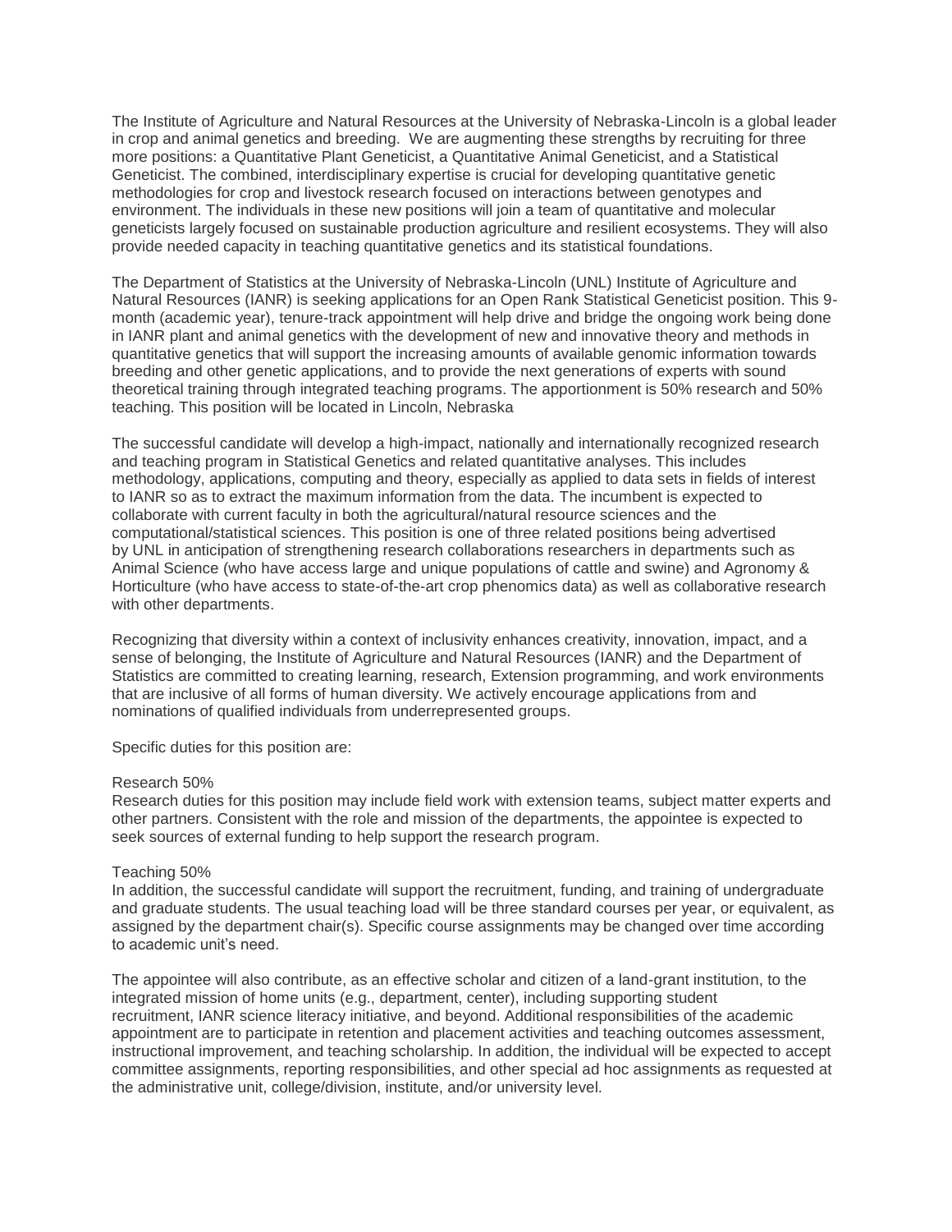The Institute of Agriculture and Natural Resources at the University of Nebraska-Lincoln is a global leader in crop and animal genetics and breeding. We are augmenting these strengths by recruiting for three more positions: a Quantitative Plant Geneticist, a Quantitative Animal Geneticist, and a Statistical Geneticist. The combined, interdisciplinary expertise is crucial for developing quantitative genetic methodologies for crop and livestock research focused on interactions between genotypes and environment. The individuals in these new positions will join a team of quantitative and molecular geneticists largely focused on sustainable production agriculture and resilient ecosystems. They will also provide needed capacity in teaching quantitative genetics and its statistical foundations.

The Department of Statistics at the University of Nebraska-Lincoln (UNL) Institute of Agriculture and Natural Resources (IANR) is seeking applications for an Open Rank Statistical Geneticist position. This 9-month (academic year), tenure-track appointment will help drive and bridge the ongoing work being done in IANR plant and animal genetics with the development of new and innovative theory and methods in quantitative genetics that will support the increasing amounts of available genomic information towards breeding and other genetic applications, and to provide the next generations of experts with sound theoretical training through integrated teaching programs. The apportionment is 50% research and 50% teaching. This position will be located in Lincoln, Nebraska

The successful candidate will develop a high-impact, nationally and internationally recognized research and teaching program in Statistical Genetics and related quantitative analyses. This includes methodology, applications, computing and theory, especially as applied to data sets in fields of interest to IANR so as to extract the maximum information from the data. The incumbent is expected to collaborate with current faculty in both the agricultural/natural resource sciences and the computational/statistical sciences. This position is one of three related positions being advertised by UNL in anticipation of strengthening research collaborations researchers in departments such as Animal Science (who have access large and unique populations of cattle and swine) and Agronomy & Horticulture (who have access to state-of-the-art crop phenomics data) as well as collaborative research with other departments.

Recognizing that diversity within a context of inclusivity enhances creativity, innovation, impact, and a sense of belonging, the Institute of Agriculture and Natural Resources (IANR) and the Department of Statistics are committed to creating learning, research, Extension programming, and work environments that are inclusive of all forms of human diversity. We actively encourage applications from and nominations of qualified individuals from underrepresented groups.

Specific duties for this position are:

Research 50%
Research duties for this position may include field work with extension teams, subject matter experts and other partners. Consistent with the role and mission of the departments, the appointee is expected to seek sources of external funding to help support the research program.

Teaching 50%
In addition, the successful candidate will support the recruitment, funding, and training of undergraduate and graduate students. The usual teaching load will be three standard courses per year, or equivalent, as assigned by the department chair(s). Specific course assignments may be changed over time according to academic unit's need.

The appointee will also contribute, as an effective scholar and citizen of a land-grant institution, to the integrated mission of home units (e.g., department, center), including supporting student recruitment, IANR science literacy initiative, and beyond. Additional responsibilities of the academic appointment are to participate in retention and placement activities and teaching outcomes assessment, instructional improvement, and teaching scholarship. In addition, the individual will be expected to accept committee assignments, reporting responsibilities, and other special ad hoc assignments as requested at the administrative unit, college/division, institute, and/or university level.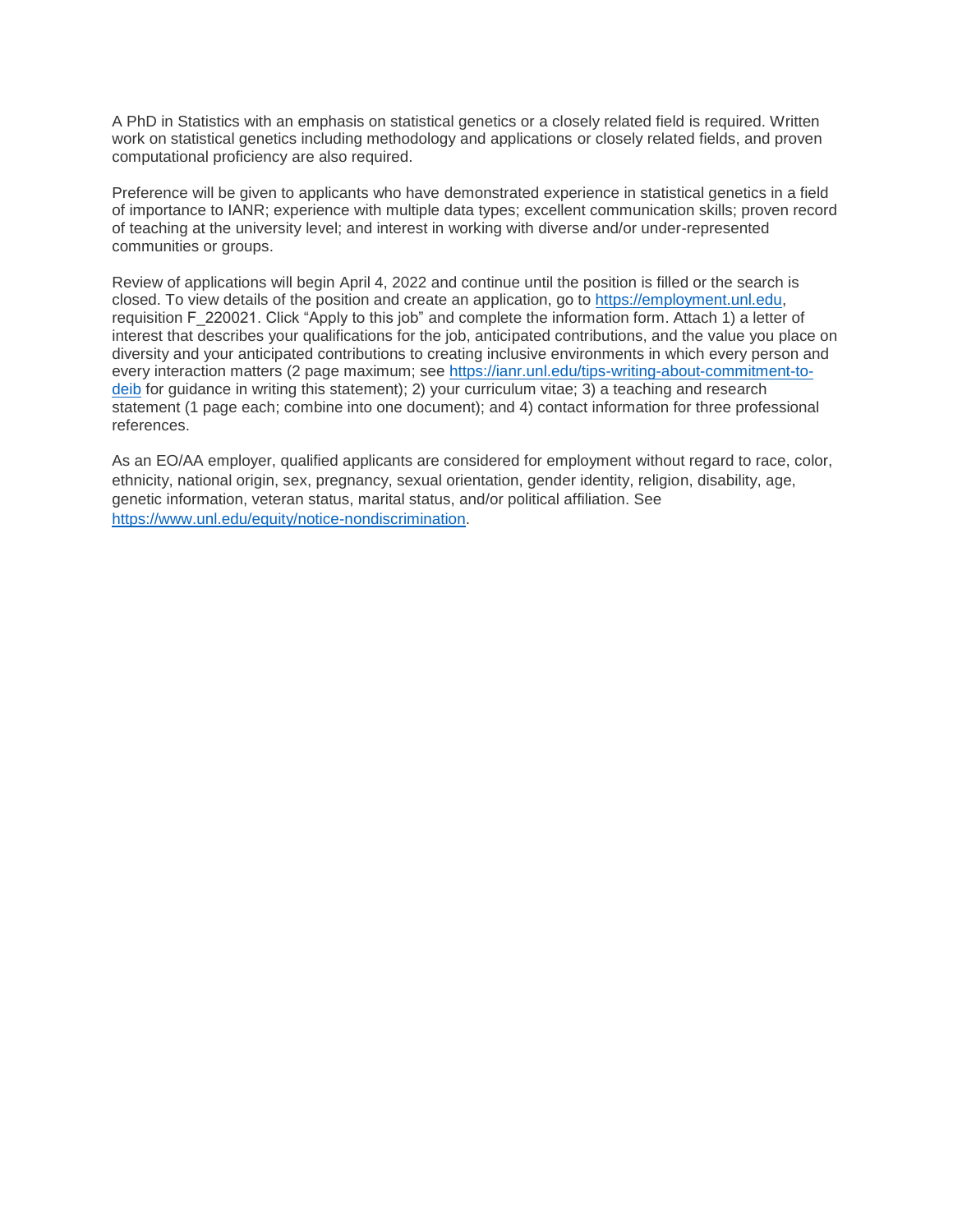A PhD in Statistics with an emphasis on statistical genetics or a closely related field is required. Written work on statistical genetics including methodology and applications or closely related fields, and proven computational proficiency are also required.

Preference will be given to applicants who have demonstrated experience in statistical genetics in a field of importance to IANR; experience with multiple data types; excellent communication skills; proven record of teaching at the university level; and interest in working with diverse and/or under-represented communities or groups.

Review of applications will begin April 4, 2022 and continue until the position is filled or the search is closed. To view details of the position and create an application, go to https://employment.unl.edu, requisition F_220021. Click "Apply to this job" and complete the information form. Attach 1) a letter of interest that describes your qualifications for the job, anticipated contributions, and the value you place on diversity and your anticipated contributions to creating inclusive environments in which every person and every interaction matters (2 page maximum; see https://ianr.unl.edu/tips-writing-about-commitment-to-deib for guidance in writing this statement); 2) your curriculum vitae; 3) a teaching and research statement (1 page each; combine into one document); and 4) contact information for three professional references.

As an EO/AA employer, qualified applicants are considered for employment without regard to race, color, ethnicity, national origin, sex, pregnancy, sexual orientation, gender identity, religion, disability, age, genetic information, veteran status, marital status, and/or political affiliation. See https://www.unl.edu/equity/notice-nondiscrimination.